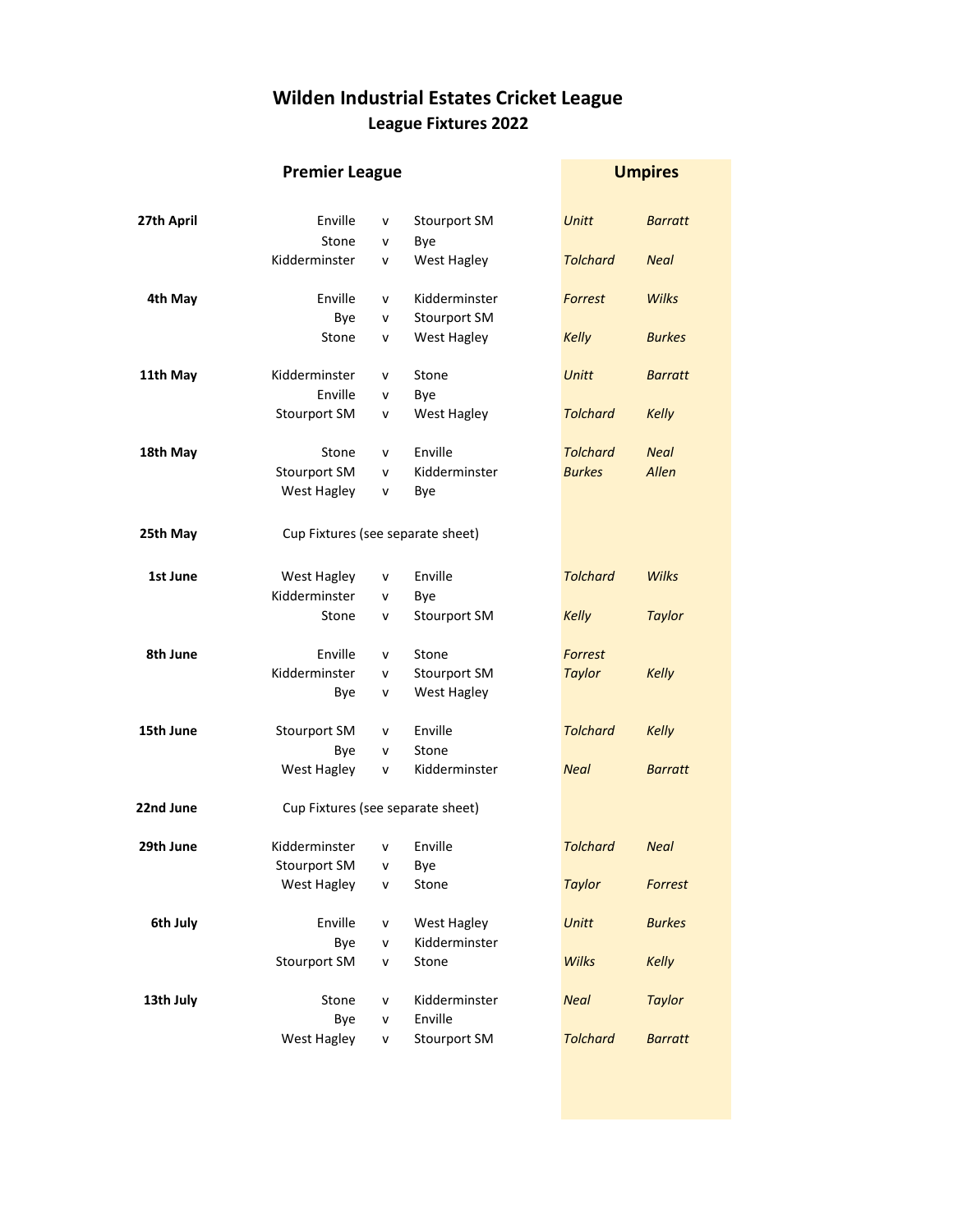# Wilden Industrial Estates Cricket League

## League Fixtures 2022

| Date | Premier League | | | Umpires | |
|---|---|---|---|---|---|
| **27th April** | Enville | v | Stourport SM | *Unitt* | *Barratt* |
| | Stone | v | Bye | | |
| | Kidderminster | v | West Hagley | *Tolchard* | *Neal* |
| **4th May** | Enville | v | Kidderminster | *Forrest* | *Wilks* |
| | Bye | v | Stourport SM | | |
| | Stone | v | West Hagley | *Kelly* | *Burkes* |
| **11th May** | Kidderminster | v | Stone | *Unitt* | *Barratt* |
| | Enville | v | Bye | | |
| | Stourport SM | v | West Hagley | *Tolchard* | *Kelly* |
| **18th May** | Stone | v | Enville | *Tolchard* | *Neal* |
| | Stourport SM | v | Kidderminster | *Burkes* | *Allen* |
| | West Hagley | v | Bye | | |
| **25th May** | Cup Fixtures (see separate sheet) | | | | |
| **1st June** | West Hagley | v | Enville | *Tolchard* | *Wilks* |
| | Kidderminster | v | Bye | | |
| | Stone | v | Stourport SM | *Kelly* | *Taylor* |
| **8th June** | Enville | v | Stone | *Forrest* | |
| | Kidderminster | v | Stourport SM | *Taylor* | *Kelly* |
| | Bye | v | West Hagley | | |
| **15th June** | Stourport SM | v | Enville | *Tolchard* | *Kelly* |
| | Bye | v | Stone | | |
| | West Hagley | v | Kidderminster | *Neal* | *Barratt* |
| **22nd June** | Cup Fixtures (see separate sheet) | | | | |
| **29th June** | Kidderminster | v | Enville | *Tolchard* | *Neal* |
| | Stourport SM | v | Bye | | |
| | West Hagley | v | Stone | *Taylor* | *Forrest* |
| **6th July** | Enville | v | West Hagley | *Unitt* | *Burkes* |
| | Bye | v | Kidderminster | | |
| | Stourport SM | v | Stone | *Wilks* | *Kelly* |
| **13th July** | Stone | v | Kidderminster | *Neal* | *Taylor* |
| | Bye | v | Enville | | |
| | West Hagley | v | Stourport SM | *Tolchard* | *Barratt* |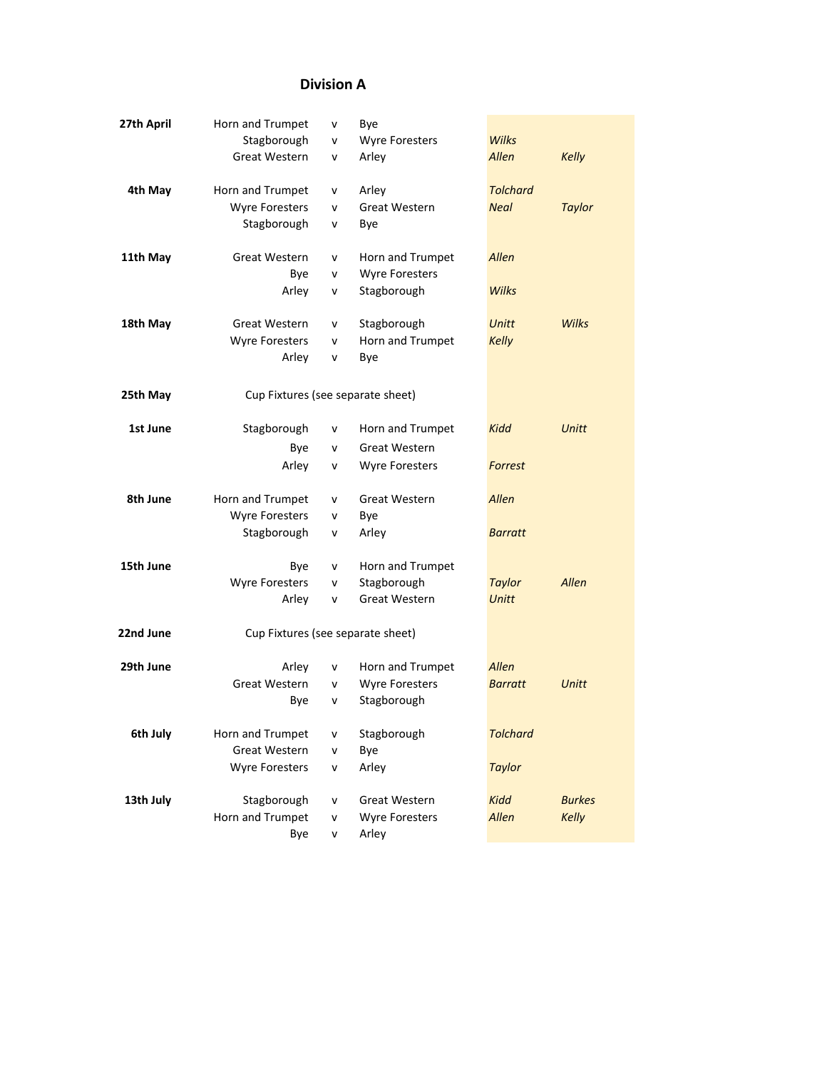## Division A

| Date | Home | | Away | | |
|---|---|---|---|---|---|
| **27th April** | Horn and Trumpet | v | Bye | | |
| | Stagborough | v | Wyre Foresters | *Wilks* | |
| | Great Western | v | Arley | *Allen* | *Kelly* |
| | | | | | |
| **4th May** | Horn and Trumpet | v | Arley | *Tolchard* | |
| | Wyre Foresters | v | Great Western | *Neal* | *Taylor* |
| | Stagborough | v | Bye | | |
| | | | | | |
| **11th May** | Great Western | v | Horn and Trumpet | *Allen* | |
| | Bye | v | Wyre Foresters | | |
| | Arley | v | Stagborough | *Wilks* | |
| | | | | | |
| **18th May** | Great Western | v | Stagborough | *Unitt* | *Wilks* |
| | Wyre Foresters | v | Horn and Trumpet | *Kelly* | |
| | Arley | v | Bye | | |
| | | | | | |
| **25th May** | Cup Fixtures (see separate sheet) | | | | |
| | | | | | |
| **1st June** | Stagborough | v | Horn and Trumpet | *Kidd* | *Unitt* |
| | Bye | v | Great Western | | |
| | Arley | v | Wyre Foresters | *Forrest* | |
| | | | | | |
| **8th June** | Horn and Trumpet | v | Great Western | *Allen* | |
| | Wyre Foresters | v | Bye | | |
| | Stagborough | v | Arley | *Barratt* | |
| | | | | | |
| **15th June** | Bye | v | Horn and Trumpet | | |
| | Wyre Foresters | v | Stagborough | *Taylor* | *Allen* |
| | Arley | v | Great Western | *Unitt* | |
| | | | | | |
| **22nd June** | Cup Fixtures (see separate sheet) | | | | |
| | | | | | |
| **29th June** | Arley | v | Horn and Trumpet | *Allen* | |
| | Great Western | v | Wyre Foresters | *Barratt* | *Unitt* |
| | Bye | v | Stagborough | | |
| | | | | | |
| **6th July** | Horn and Trumpet | v | Stagborough | *Tolchard* | |
| | Great Western | v | Bye | | |
| | Wyre Foresters | v | Arley | *Taylor* | |
| | | | | | |
| **13th July** | Stagborough | v | Great Western | *Kidd* | *Burkes* |
| | Horn and Trumpet | v | Wyre Foresters | *Allen* | *Kelly* |
| | Bye | v | Arley | | |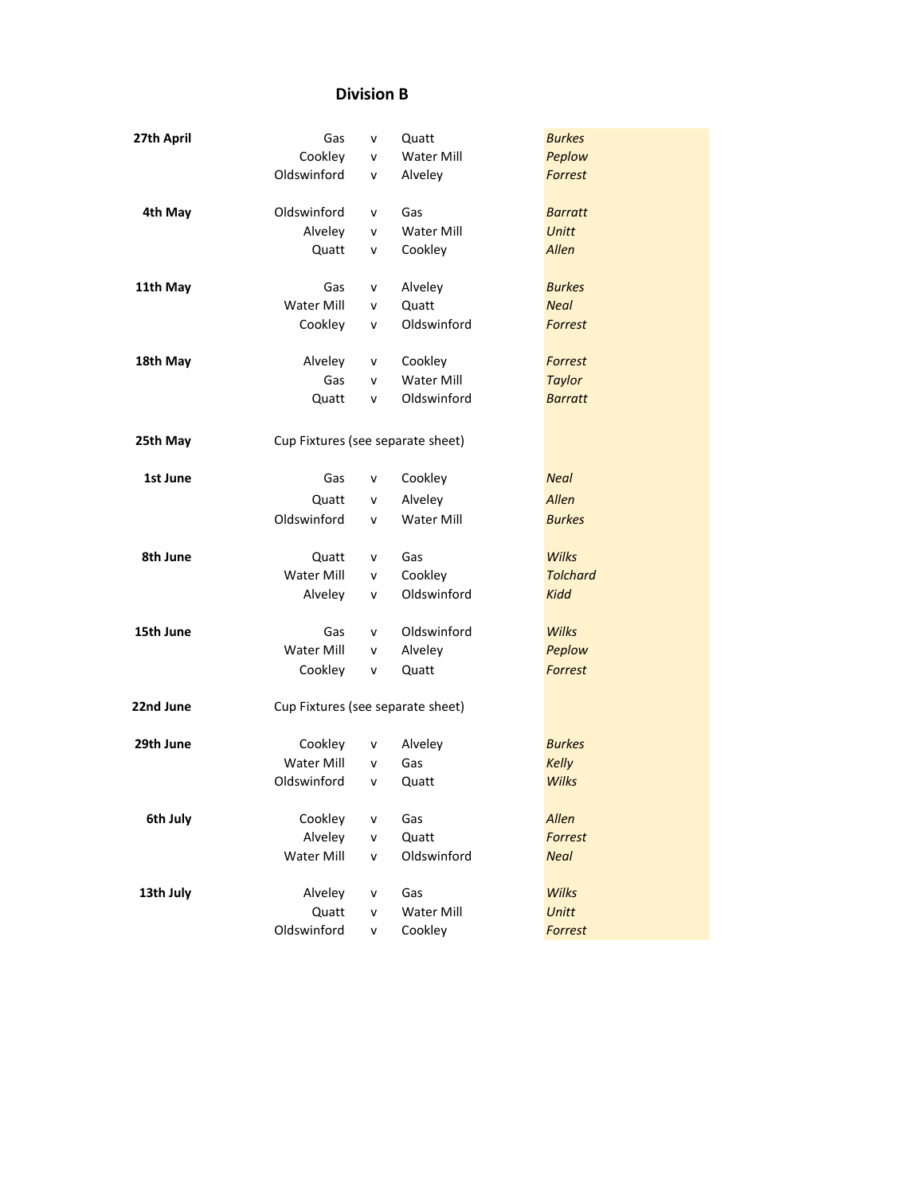## Division B

| | | | | |
|---|---|---|---|---|
| **27th April** | Gas | v | Quatt | *Burkes* |
| | Cookley | v | Water Mill | *Peplow* |
| | Oldswinford | v | Alveley | *Forrest* |
| **4th May** | Oldswinford | v | Gas | *Barratt* |
| | Alveley | v | Water Mill | *Unitt* |
| | Quatt | v | Cookley | *Allen* |
| **11th May** | Gas | v | Alveley | *Burkes* |
| | Water Mill | v | Quatt | *Neal* |
| | Cookley | v | Oldswinford | *Forrest* |
| **18th May** | Alveley | v | Cookley | *Forrest* |
| | Gas | v | Water Mill | *Taylor* |
| | Quatt | v | Oldswinford | *Barratt* |
| **25th May** | Cup Fixtures (see separate sheet) | | | |
| **1st June** | Gas | v | Cookley | *Neal* |
| | Quatt | v | Alveley | *Allen* |
| | Oldswinford | v | Water Mill | *Burkes* |
| **8th June** | Quatt | v | Gas | *Wilks* |
| | Water Mill | v | Cookley | *Tolchard* |
| | Alveley | v | Oldswinford | *Kidd* |
| **15th June** | Gas | v | Oldswinford | *Wilks* |
| | Water Mill | v | Alveley | *Peplow* |
| | Cookley | v | Quatt | *Forrest* |
| **22nd June** | Cup Fixtures (see separate sheet) | | | |
| **29th June** | Cookley | v | Alveley | *Burkes* |
| | Water Mill | v | Gas | *Kelly* |
| | Oldswinford | v | Quatt | *Wilks* |
| **6th July** | Cookley | v | Gas | *Allen* |
| | Alveley | v | Quatt | *Forrest* |
| | Water Mill | v | Oldswinford | *Neal* |
| **13th July** | Alveley | v | Gas | *Wilks* |
| | Quatt | v | Water Mill | *Unitt* |
| | Oldswinford | v | Cookley | *Forrest* |